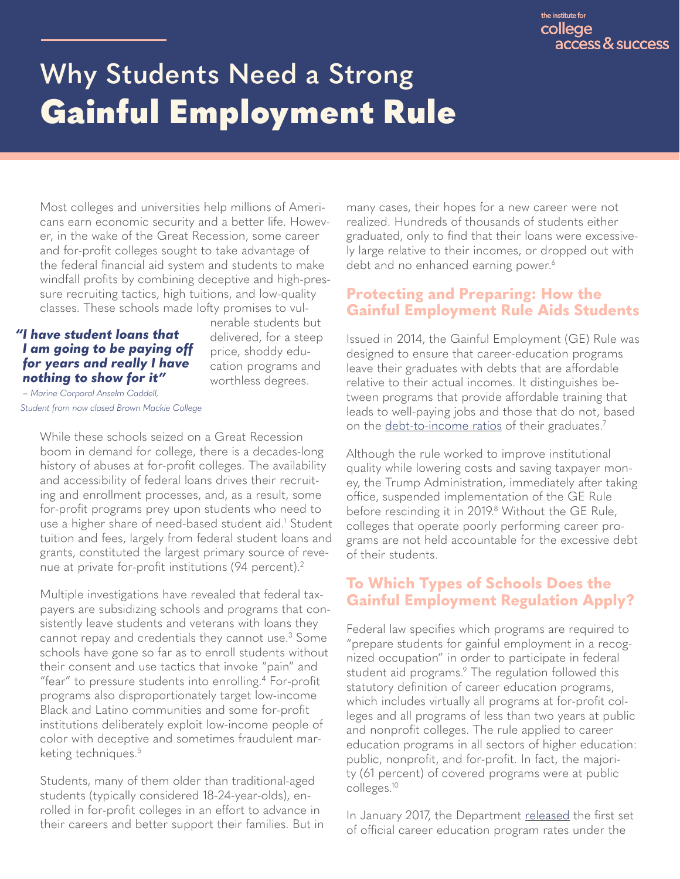the institute for college access & success

# Why Students Need a Strong **Gainful Employment Rule**

Most colleges and universities help millions of Americans earn economic security and a better life. However, in the wake of the Great Recession, some career and for-profit colleges sought to take advantage of the federal financial aid system and students to make windfall profits by combining deceptive and high-pressure recruiting tactics, high tuitions, and low-quality classes. These schools made lofty promises to vulnerable students but delivered, for a steep price, shoddy education programs and worthless degrees.

> ***"I have student loans that I am going to be paying off for years and really I have nothing to show for it"***
>
> *– Marine Corporal Anselm Caddell, Student from now closed Brown Mackie College*

While these schools seized on a Great Recession boom in demand for college, there is a decades-long history of abuses at for-profit colleges. The availability and accessibility of federal loans drives their recruiting and enrollment processes, and, as a result, some for-profit programs prey upon students who need to use a higher share of need-based student aid.[1] Student tuition and fees, largely from federal student loans and grants, constituted the largest primary source of revenue at private for-profit institutions (94 percent).[2]

Multiple investigations have revealed that federal taxpayers are subsidizing schools and programs that consistently leave students and veterans with loans they cannot repay and credentials they cannot use.[3] Some schools have gone so far as to enroll students without their consent and use tactics that invoke "pain" and "fear" to pressure students into enrolling.[4] For-profit programs also disproportionately target low-income Black and Latino communities and some for-profit institutions deliberately exploit low-income people of color with deceptive and sometimes fraudulent marketing techniques.[5]

Students, many of them older than traditional-aged students (typically considered 18-24-year-olds), enrolled in for-profit colleges in an effort to advance in their careers and better support their families. But in many cases, their hopes for a new career were not realized. Hundreds of thousands of students either graduated, only to find that their loans were excessively large relative to their incomes, or dropped out with debt and no enhanced earning power.[6]

## Protecting and Preparing: How the Gainful Employment Rule Aids Students

Issued in 2014, the Gainful Employment (GE) Rule was designed to ensure that career-education programs leave their graduates with debts that are affordable relative to their actual incomes. It distinguishes between programs that provide affordable training that leads to well-paying jobs and those that do not, based on the debt-to-income ratios of their graduates.[7]

Although the rule worked to improve institutional quality while lowering costs and saving taxpayer money, the Trump Administration, immediately after taking office, suspended implementation of the GE Rule before rescinding it in 2019.[8] Without the GE Rule, colleges that operate poorly performing career programs are not held accountable for the excessive debt of their students.

## To Which Types of Schools Does the Gainful Employment Regulation Apply?

Federal law specifies which programs are required to "prepare students for gainful employment in a recognized occupation" in order to participate in federal student aid programs.[9] The regulation followed this statutory definition of career education programs, which includes virtually all programs at for-profit colleges and all programs of less than two years at public and nonprofit colleges. The rule applied to career education programs in all sectors of higher education: public, nonprofit, and for-profit. In fact, the majority (61 percent) of covered programs were at public colleges.[10]

In January 2017, the Department released the first set of official career education program rates under the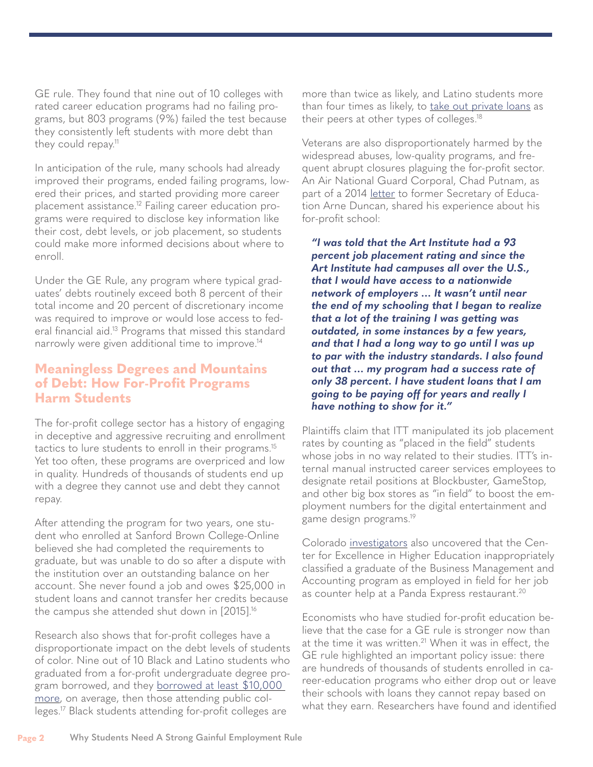GE rule. They found that nine out of 10 colleges with rated career education programs had no failing programs, but 803 programs (9%) failed the test because they consistently left students with more debt than they could repay.[11]

In anticipation of the rule, many schools had already improved their programs, ended failing programs, lowered their prices, and started providing more career placement assistance.[12] Failing career education programs were required to disclose key information like their cost, debt levels, or job placement, so students could make more informed decisions about where to enroll.

Under the GE Rule, any program where typical graduates' debts routinely exceed both 8 percent of their total income and 20 percent of discretionary income was required to improve or would lose access to federal financial aid.[13] Programs that missed this standard narrowly were given additional time to improve.[14]

## Meaningless Degrees and Mountains of Debt: How For-Profit Programs Harm Students

The for-profit college sector has a history of engaging in deceptive and aggressive recruiting and enrollment tactics to lure students to enroll in their programs.[15] Yet too often, these programs are overpriced and low in quality. Hundreds of thousands of students end up with a degree they cannot use and debt they cannot repay.

After attending the program for two years, one student who enrolled at Sanford Brown College-Online believed she had completed the requirements to graduate, but was unable to do so after a dispute with the institution over an outstanding balance on her account. She never found a job and owes $25,000 in student loans and cannot transfer her credits because the campus she attended shut down in [2015].[16]

Research also shows that for-profit colleges have a disproportionate impact on the debt levels of students of color. Nine out of 10 Black and Latino students who graduated from a for-profit undergraduate degree program borrowed, and they borrowed at least $10,000 more, on average, then those attending public colleges.[17] Black students attending for-profit colleges are more than twice as likely, and Latino students more than four times as likely, to take out private loans as their peers at other types of colleges.[18]

Veterans are also disproportionately harmed by the widespread abuses, low-quality programs, and frequent abrupt closures plaguing the for-profit sector. An Air National Guard Corporal, Chad Putnam, as part of a 2014 letter to former Secretary of Education Arne Duncan, shared his experience about his for-profit school:

> ***"I was told that the Art Institute had a 93 percent job placement rating and since the Art Institute had campuses all over the U.S., that I would have access to a nationwide network of employers ... It wasn't until near the end of my schooling that I began to realize that a lot of the training I was getting was outdated, in some instances by a few years, and that I had a long way to go until I was up to par with the industry standards. I also found out that ... my program had a success rate of only 38 percent. I have student loans that I am going to be paying off for years and really I have nothing to show for it."***

Plaintiffs claim that ITT manipulated its job placement rates by counting as "placed in the field" students whose jobs in no way related to their studies. ITT's internal manual instructed career services employees to designate retail positions at Blockbuster, GameStop, and other big box stores as "in field" to boost the employment numbers for the digital entertainment and game design programs.[19]

Colorado investigators also uncovered that the Center for Excellence in Higher Education inappropriately classified a graduate of the Business Management and Accounting program as employed in field for her job as counter help at a Panda Express restaurant.[20]

Economists who have studied for-profit education believe that the case for a GE rule is stronger now than at the time it was written.[21] When it was in effect, the GE rule highlighted an important policy issue: there are hundreds of thousands of students enrolled in career-education programs who either drop out or leave their schools with loans they cannot repay based on what they earn. Researchers have found and identified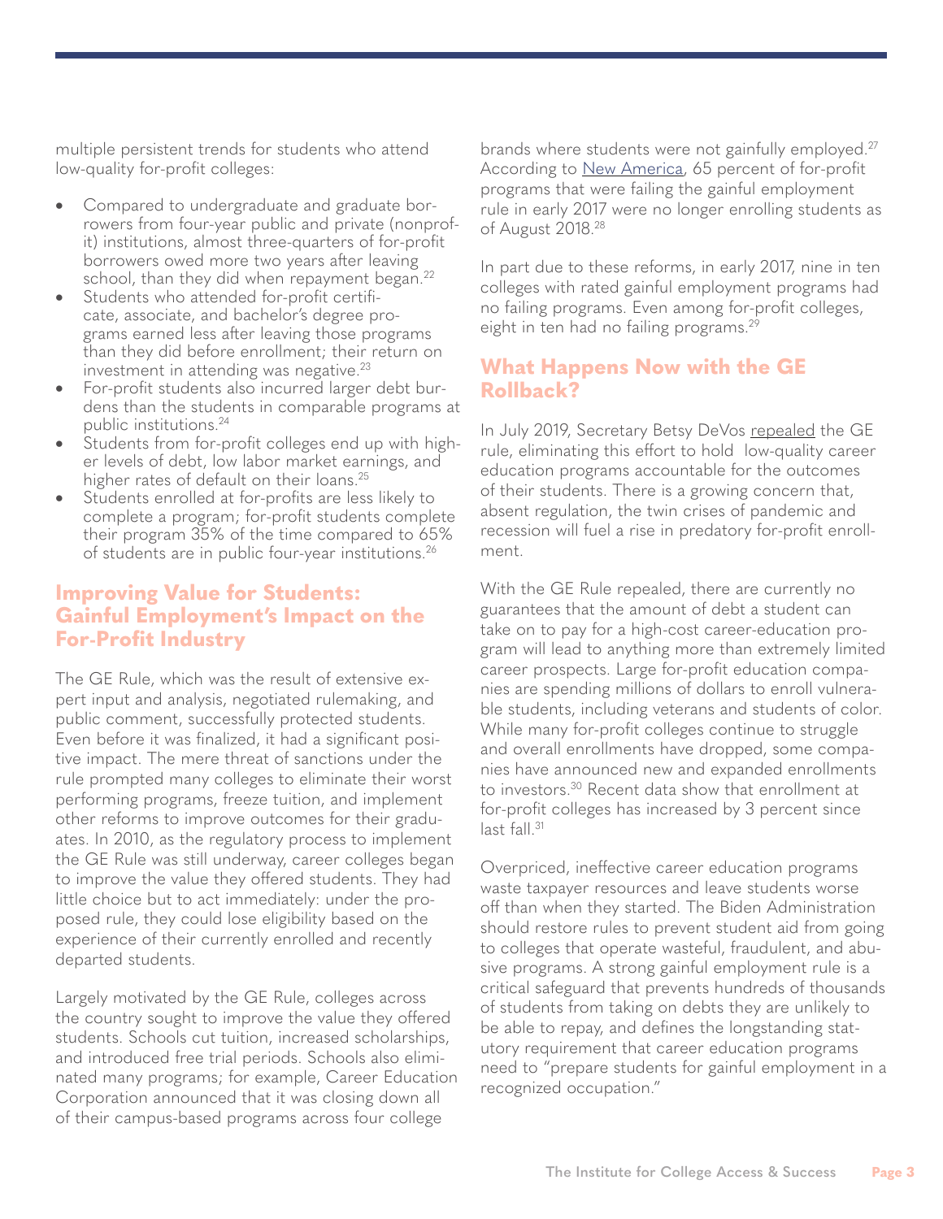multiple persistent trends for students who attend low-quality for-profit colleges:

- Compared to undergraduate and graduate borrowers from four-year public and private (nonprofit) institutions, almost three-quarters of for-profit borrowers owed more two years after leaving school, than they did when repayment began.[22]
- Students who attended for-profit certificate, associate, and bachelor's degree programs earned less after leaving those programs than they did before enrollment; their return on investment in attending was negative.[23]
- For-profit students also incurred larger debt burdens than the students in comparable programs at public institutions.[24]
- Students from for-profit colleges end up with higher levels of debt, low labor market earnings, and higher rates of default on their loans.[25]
- Students enrolled at for-profits are less likely to complete a program; for-profit students complete their program 35% of the time compared to 65% of students are in public four-year institutions.[26]

## Improving Value for Students: Gainful Employment's Impact on the For-Profit Industry

The GE Rule, which was the result of extensive expert input and analysis, negotiated rulemaking, and public comment, successfully protected students. Even before it was finalized, it had a significant positive impact. The mere threat of sanctions under the rule prompted many colleges to eliminate their worst performing programs, freeze tuition, and implement other reforms to improve outcomes for their graduates. In 2010, as the regulatory process to implement the GE Rule was still underway, career colleges began to improve the value they offered students. They had little choice but to act immediately: under the proposed rule, they could lose eligibility based on the experience of their currently enrolled and recently departed students.

Largely motivated by the GE Rule, colleges across the country sought to improve the value they offered students. Schools cut tuition, increased scholarships, and introduced free trial periods. Schools also eliminated many programs; for example, Career Education Corporation announced that it was closing down all of their campus-based programs across four college brands where students were not gainfully employed.[27] According to New America, 65 percent of for-profit programs that were failing the gainful employment rule in early 2017 were no longer enrolling students as of August 2018.[28]

In part due to these reforms, in early 2017, nine in ten colleges with rated gainful employment programs had no failing programs. Even among for-profit colleges, eight in ten had no failing programs.[29]

## What Happens Now with the GE Rollback?

In July 2019, Secretary Betsy DeVos repealed the GE rule, eliminating this effort to hold low-quality career education programs accountable for the outcomes of their students. There is a growing concern that, absent regulation, the twin crises of pandemic and recession will fuel a rise in predatory for-profit enrollment.

With the GE Rule repealed, there are currently no guarantees that the amount of debt a student can take on to pay for a high-cost career-education program will lead to anything more than extremely limited career prospects. Large for-profit education companies are spending millions of dollars to enroll vulnerable students, including veterans and students of color. While many for-profit colleges continue to struggle and overall enrollments have dropped, some companies have announced new and expanded enrollments to investors.[30] Recent data show that enrollment at for-profit colleges has increased by 3 percent since last fall.[31]

Overpriced, ineffective career education programs waste taxpayer resources and leave students worse off than when they started. The Biden Administration should restore rules to prevent student aid from going to colleges that operate wasteful, fraudulent, and abusive programs. A strong gainful employment rule is a critical safeguard that prevents hundreds of thousands of students from taking on debts they are unlikely to be able to repay, and defines the longstanding statutory requirement that career education programs need to "prepare students for gainful employment in a recognized occupation."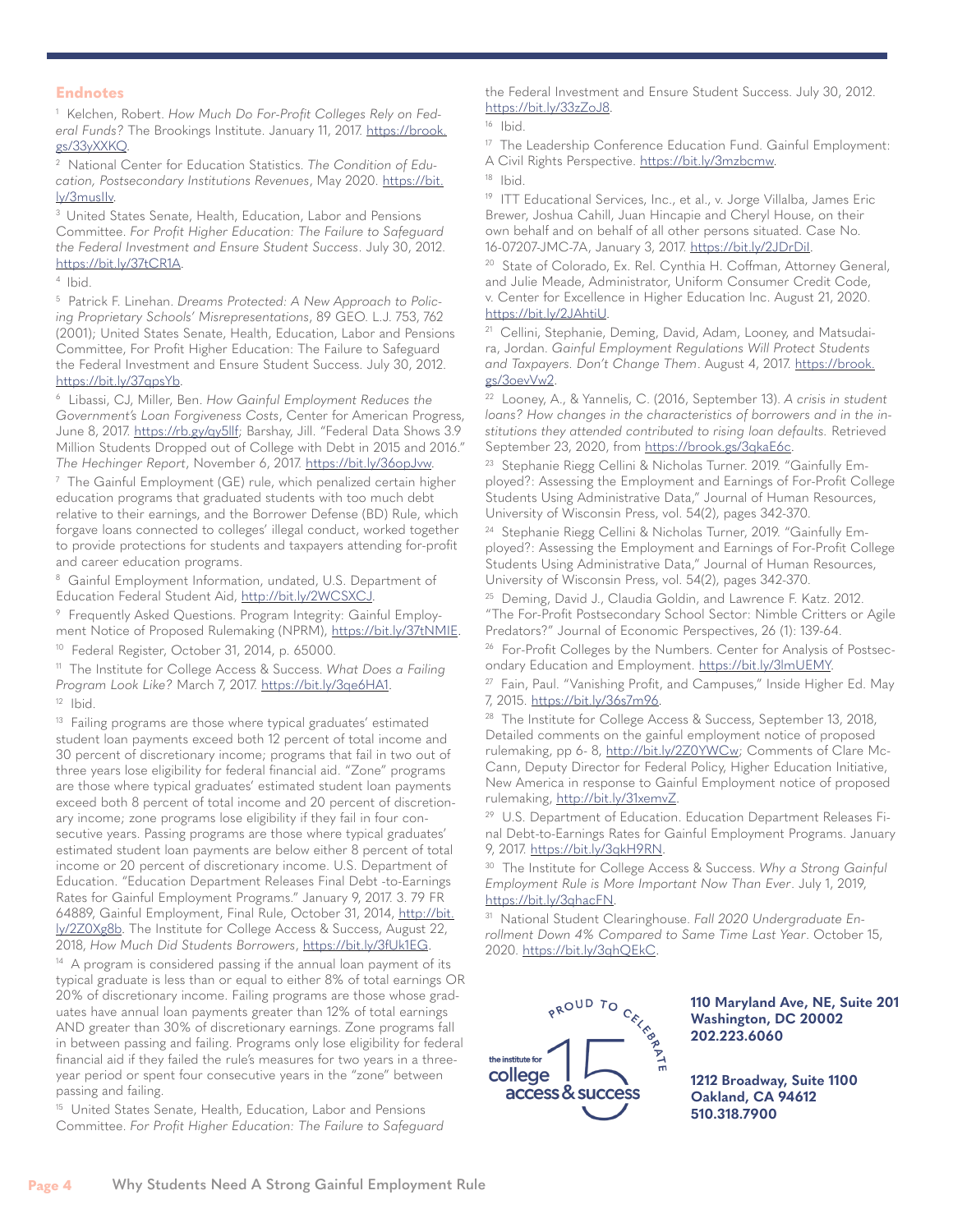## Endnotes

[1] Kelchen, Robert. *How Much Do For-Profit Colleges Rely on Federal Funds?* The Brookings Institute. January 11, 2017. https://brook.gs/33yXXKQ.

[2] National Center for Education Statistics. *The Condition of Education, Postsecondary Institutions Revenues*, May 2020. https://bit.ly/3musIlv.

[3] United States Senate, Health, Education, Labor and Pensions Committee. *For Profit Higher Education: The Failure to Safeguard the Federal Investment and Ensure Student Success*. July 30, 2012. https://bit.ly/37tCR1A.

[4] Ibid.

[5] Patrick F. Linehan. *Dreams Protected: A New Approach to Policing Proprietary Schools' Misrepresentations*, 89 GEO. L.J. 753, 762 (2001); United States Senate, Health, Education, Labor and Pensions Committee, For Profit Higher Education: The Failure to Safeguard the Federal Investment and Ensure Student Success. July 30, 2012. https://bit.ly/37qpsYb.

[6] Libassi, CJ, Miller, Ben. *How Gainful Employment Reduces the Government's Loan Forgiveness Costs*, Center for American Progress, June 8, 2017. https://rb.gy/qy5llf; Barshay, Jill. "Federal Data Shows 3.9 Million Students Dropped out of College with Debt in 2015 and 2016." *The Hechinger Report*, November 6, 2017. https://bit.ly/36opJvw.

[7] The Gainful Employment (GE) rule, which penalized certain higher education programs that graduated students with too much debt relative to their earnings, and the Borrower Defense (BD) Rule, which forgave loans connected to colleges' illegal conduct, worked together to provide protections for students and taxpayers attending for-profit and career education programs.

[8] Gainful Employment Information, undated, U.S. Department of Education Federal Student Aid, http://bit.ly/2WCSXCJ.

[9] Frequently Asked Questions. Program Integrity: Gainful Employment Notice of Proposed Rulemaking (NPRM), https://bit.ly/37tNMIE.

[10] Federal Register, October 31, 2014, p. 65000.

[11] The Institute for College Access & Success. *What Does a Failing Program Look Like?* March 7, 2017. https://bit.ly/3qe6HA1.

[12] Ibid.

[13] Failing programs are those where typical graduates' estimated student loan payments exceed both 12 percent of total income and 30 percent of discretionary income; programs that fail in two out of three years lose eligibility for federal financial aid. "Zone" programs are those where typical graduates' estimated student loan payments exceed both 8 percent of total income and 20 percent of discretionary income; zone programs lose eligibility if they fail in four consecutive years. Passing programs are those where typical graduates' estimated student loan payments are below either 8 percent of total income or 20 percent of discretionary income. U.S. Department of Education. "Education Department Releases Final Debt -to-Earnings Rates for Gainful Employment Programs." January 9, 2017. 3. 79 FR 64889, Gainful Employment, Final Rule, October 31, 2014, http://bit.ly/2Z0Xg8b. The Institute for College Access & Success, August 22, 2018, *How Much Did Students Borrowers*, https://bit.ly/3fUk1EG.

[14] A program is considered passing if the annual loan payment of its typical graduate is less than or equal to either 8% of total earnings OR 20% of discretionary income. Failing programs are those whose graduates have annual loan payments greater than 12% of total earnings AND greater than 30% of discretionary earnings. Zone programs fall in between passing and failing. Programs only lose eligibility for federal financial aid if they failed the rule's measures for two years in a three-year period or spent four consecutive years in the "zone" between passing and failing.

[15] United States Senate, Health, Education, Labor and Pensions Committee. *For Profit Higher Education: The Failure to Safeguard the Federal Investment and Ensure Student Success*. July 30, 2012. https://bit.ly/33zZoJ8.

[16] Ibid.

[17] The Leadership Conference Education Fund. Gainful Employment: A Civil Rights Perspective. https://bit.ly/3mzbcmw.

[18] Ibid.

[19] ITT Educational Services, Inc., et al., v. Jorge Villalba, James Eric Brewer, Joshua Cahill, Juan Hincapie and Cheryl House, on their own behalf and on behalf of all other persons situated. Case No. 16-07207-JMC-7A, January 3, 2017. https://bit.ly/2JDrDil.

[20] State of Colorado, Ex. Rel. Cynthia H. Coffman, Attorney General, and Julie Meade, Administrator, Uniform Consumer Credit Code, v. Center for Excellence in Higher Education Inc. August 21, 2020. https://bit.ly/2JAhtiU.

[21] Cellini, Stephanie, Deming, David, Adam, Looney, and Matsudaira, Jordan. *Gainful Employment Regulations Will Protect Students and Taxpayers. Don't Change Them*. August 4, 2017. https://brook.gs/3oevVw2.

[22] Looney, A., & Yannelis, C. (2016, September 13). *A crisis in student loans? How changes in the characteristics of borrowers and in the institutions they attended contributed to rising loan defaults.* Retrieved September 23, 2020, from https://brook.gs/3qkaE6c.

[23] Stephanie Riegg Cellini & Nicholas Turner. 2019. "Gainfully Employed?: Assessing the Employment and Earnings of For-Profit College Students Using Administrative Data," Journal of Human Resources, University of Wisconsin Press, vol. 54(2), pages 342-370.

[24] Stephanie Riegg Cellini & Nicholas Turner, 2019. "Gainfully Employed?: Assessing the Employment and Earnings of For-Profit College Students Using Administrative Data," Journal of Human Resources, University of Wisconsin Press, vol. 54(2), pages 342-370.

[25] Deming, David J., Claudia Goldin, and Lawrence F. Katz. 2012. "The For-Profit Postsecondary School Sector: Nimble Critters or Agile Predators?" Journal of Economic Perspectives, 26 (1): 139-64.

[26] For-Profit Colleges by the Numbers. Center for Analysis of Postsecondary Education and Employment. https://bit.ly/3lmUEMY.

[27] Fain, Paul. "Vanishing Profit, and Campuses," Inside Higher Ed. May 7, 2015. https://bit.ly/36s7m96.

[28] The Institute for College Access & Success, September 13, 2018, Detailed comments on the gainful employment notice of proposed rulemaking, pp 6- 8, http://bit.ly/2Z0YWCw; Comments of Clare McCann, Deputy Director for Federal Policy, Higher Education Initiative, New America in response to Gainful Employment notice of proposed rulemaking, http://bit.ly/31xemvZ.

[29] U.S. Department of Education. Education Department Releases Final Debt-to-Earnings Rates for Gainful Employment Programs. January 9, 2017. https://bit.ly/3qkH9RN.

[30] The Institute for College Access & Success. *Why a Strong Gainful Employment Rule is More Important Now Than Ever*. July 1, 2019, https://bit.ly/3qhacFN.

[31] National Student Clearinghouse. *Fall 2020 Undergraduate Enrollment Down 4% Compared to Same Time Last Year*. October 15, 2020. https://bit.ly/3qhQEkC.

PROUD TO CELEBRATE 15

the institute for college access & success

**110 Maryland Ave, NE, Suite 201**
**Washington, DC 20002**
**202.223.6060**

**1212 Broadway, Suite 1100**
**Oakland, CA 94612**
**510.318.7900**